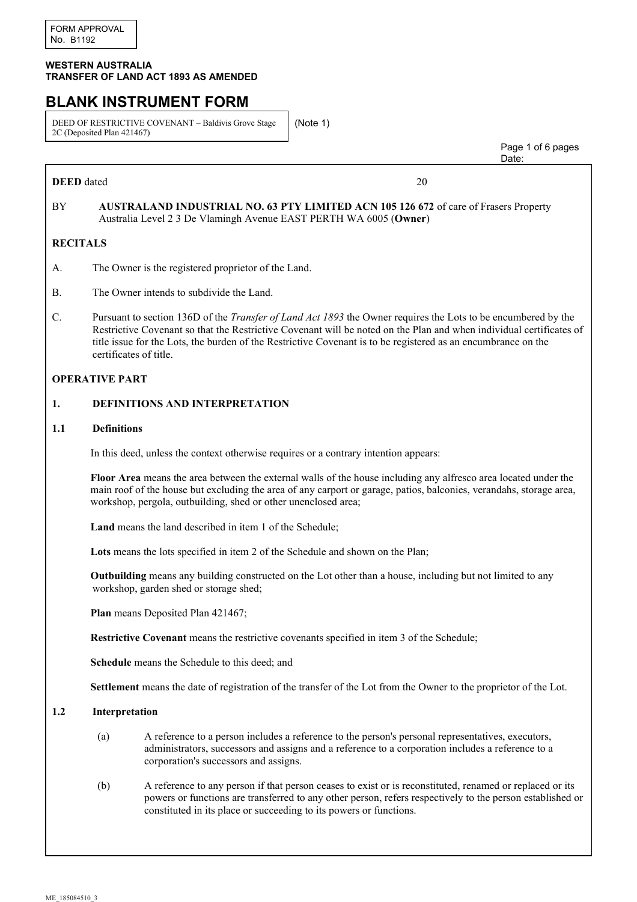FORM APPROVAL
No. B1192

**WESTERN AUSTRALIA**
**TRANSFER OF LAND ACT 1893 AS AMENDED**

# BLANK INSTRUMENT FORM

DEED OF RESTRICTIVE COVENANT – Baldivis Grove Stage 2C (Deposited Plan 421467) (Note 1)

Date:

**DEED** dated 20

BY **AUSTRALAND INDUSTRIAL NO. 63 PTY LIMITED ACN 105 126 672** of care of Frasers Property Australia Level 2 3 De Vlamingh Avenue EAST PERTH WA 6005 (**Owner**)

## RECITALS

A. The Owner is the registered proprietor of the Land.

B. The Owner intends to subdivide the Land.

C. Pursuant to section 136D of the *Transfer of Land Act 1893* the Owner requires the Lots to be encumbered by the Restrictive Covenant so that the Restrictive Covenant will be noted on the Plan and when individual certificates of title issue for the Lots, the burden of the Restrictive Covenant is to be registered as an encumbrance on the certificates of title.

## OPERATIVE PART

## 1. DEFINITIONS AND INTERPRETATION

### 1.1 Definitions

In this deed, unless the context otherwise requires or a contrary intention appears:

**Floor Area** means the area between the external walls of the house including any alfresco area located under the main roof of the house but excluding the area of any carport or garage, patios, balconies, verandahs, storage area, workshop, pergola, outbuilding, shed or other unenclosed area;

**Land** means the land described in item 1 of the Schedule;

**Lots** means the lots specified in item 2 of the Schedule and shown on the Plan;

**Outbuilding** means any building constructed on the Lot other than a house, including but not limited to any workshop, garden shed or storage shed;

**Plan** means Deposited Plan 421467;

**Restrictive Covenant** means the restrictive covenants specified in item 3 of the Schedule;

**Schedule** means the Schedule to this deed; and

**Settlement** means the date of registration of the transfer of the Lot from the Owner to the proprietor of the Lot.

### 1.2 Interpretation

(a) A reference to a person includes a reference to the person's personal representatives, executors, administrators, successors and assigns and a reference to a corporation includes a reference to a corporation's successors and assigns.

(b) A reference to any person if that person ceases to exist or is reconstituted, renamed or replaced or its powers or functions are transferred to any other person, refers respectively to the person established or constituted in its place or succeeding to its powers or functions.

ME_185084510_3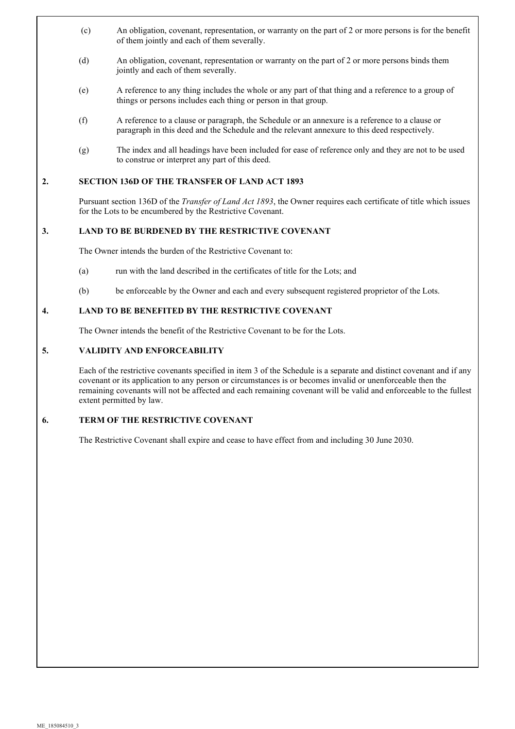(c) An obligation, covenant, representation, or warranty on the part of 2 or more persons is for the benefit of them jointly and each of them severally.

(d) An obligation, covenant, representation or warranty on the part of 2 or more persons binds them jointly and each of them severally.

(e) A reference to any thing includes the whole or any part of that thing and a reference to a group of things or persons includes each thing or person in that group.

(f) A reference to a clause or paragraph, the Schedule or an annexure is a reference to a clause or paragraph in this deed and the Schedule and the relevant annexure to this deed respectively.

(g) The index and all headings have been included for ease of reference only and they are not to be used to construe or interpret any part of this deed.

## 2. SECTION 136D OF THE TRANSFER OF LAND ACT 1893

Pursuant section 136D of the *Transfer of Land Act 1893*, the Owner requires each certificate of title which issues for the Lots to be encumbered by the Restrictive Covenant.

## 3. LAND TO BE BURDENED BY THE RESTRICTIVE COVENANT

The Owner intends the burden of the Restrictive Covenant to:

(a) run with the land described in the certificates of title for the Lots; and

(b) be enforceable by the Owner and each and every subsequent registered proprietor of the Lots.

## 4. LAND TO BE BENEFITED BY THE RESTRICTIVE COVENANT

The Owner intends the benefit of the Restrictive Covenant to be for the Lots.

## 5. VALIDITY AND ENFORCEABILITY

Each of the restrictive covenants specified in item 3 of the Schedule is a separate and distinct covenant and if any covenant or its application to any person or circumstances is or becomes invalid or unenforceable then the remaining covenants will not be affected and each remaining covenant will be valid and enforceable to the fullest extent permitted by law.

## 6. TERM OF THE RESTRICTIVE COVENANT

The Restrictive Covenant shall expire and cease to have effect from and including 30 June 2030.

ME_185084510_3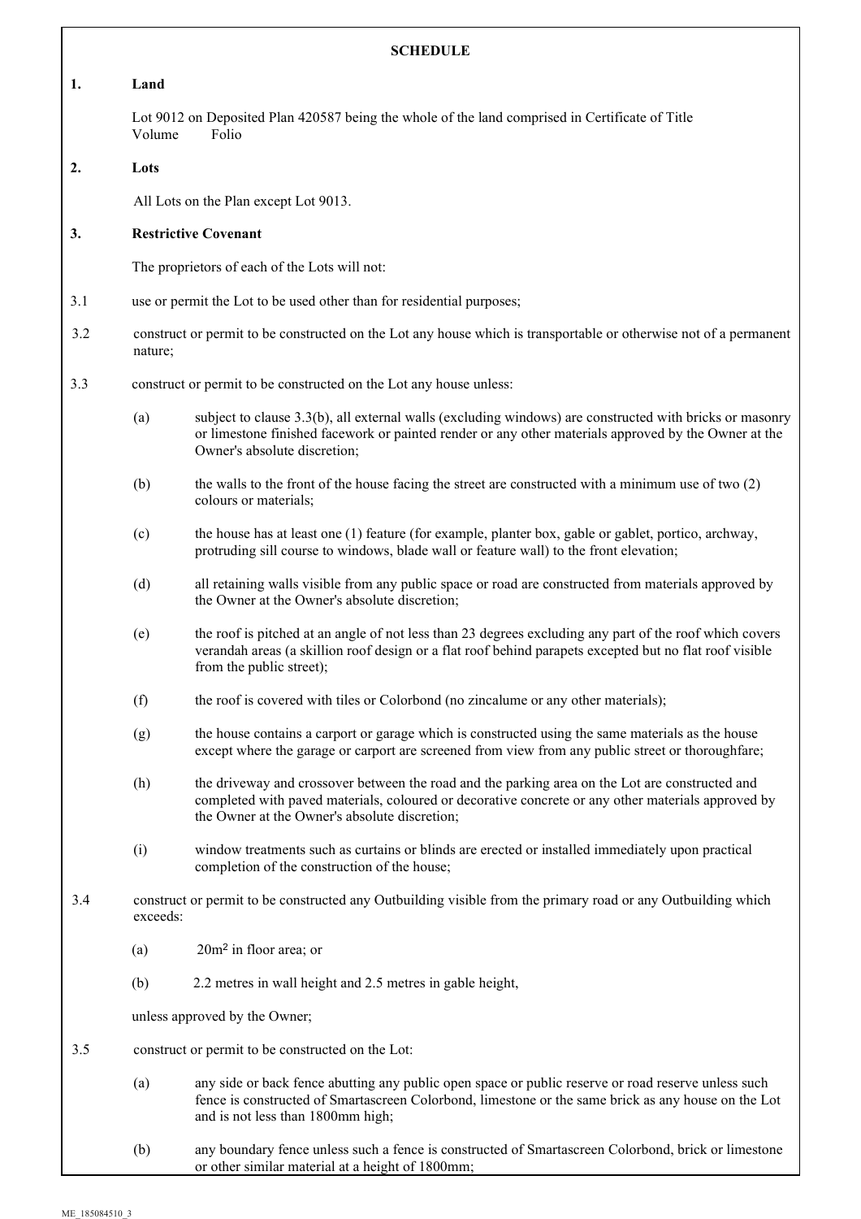## SCHEDULE

**1. Land**

Lot 9012 on Deposited Plan 420587 being the whole of the land comprised in Certificate of Title Volume Folio

**2. Lots**

All Lots on the Plan except Lot 9013.

**3. Restrictive Covenant**

The proprietors of each of the Lots will not:

3.1 use or permit the Lot to be used other than for residential purposes;

3.2 construct or permit to be constructed on the Lot any house which is transportable or otherwise not of a permanent nature;

3.3 construct or permit to be constructed on the Lot any house unless:

(a) subject to clause 3.3(b), all external walls (excluding windows) are constructed with bricks or masonry or limestone finished facework or painted render or any other materials approved by the Owner at the Owner's absolute discretion;

(b) the walls to the front of the house facing the street are constructed with a minimum use of two (2) colours or materials;

(c) the house has at least one (1) feature (for example, planter box, gable or gablet, portico, archway, protruding sill course to windows, blade wall or feature wall) to the front elevation;

(d) all retaining walls visible from any public space or road are constructed from materials approved by the Owner at the Owner's absolute discretion;

(e) the roof is pitched at an angle of not less than 23 degrees excluding any part of the roof which covers verandah areas (a skillion roof design or a flat roof behind parapets excepted but no flat roof visible from the public street);

(f) the roof is covered with tiles or Colorbond (no zincalume or any other materials);

(g) the house contains a carport or garage which is constructed using the same materials as the house except where the garage or carport are screened from view from any public street or thoroughfare;

(h) the driveway and crossover between the road and the parking area on the Lot are constructed and completed with paved materials, coloured or decorative concrete or any other materials approved by the Owner at the Owner's absolute discretion;

(i) window treatments such as curtains or blinds are erected or installed immediately upon practical completion of the construction of the house;

3.4 construct or permit to be constructed any Outbuilding visible from the primary road or any Outbuilding which exceeds:

(a) 20m$^2$ in floor area; or

(b) 2.2 metres in wall height and 2.5 metres in gable height,

unless approved by the Owner;

3.5 construct or permit to be constructed on the Lot:

(a) any side or back fence abutting any public open space or public reserve or road reserve unless such fence is constructed of Smartascreen Colorbond, limestone or the same brick as any house on the Lot and is not less than 1800mm high;

(b) any boundary fence unless such a fence is constructed of Smartascreen Colorbond, brick or limestone or other similar material at a height of 1800mm;

ME_185084510_3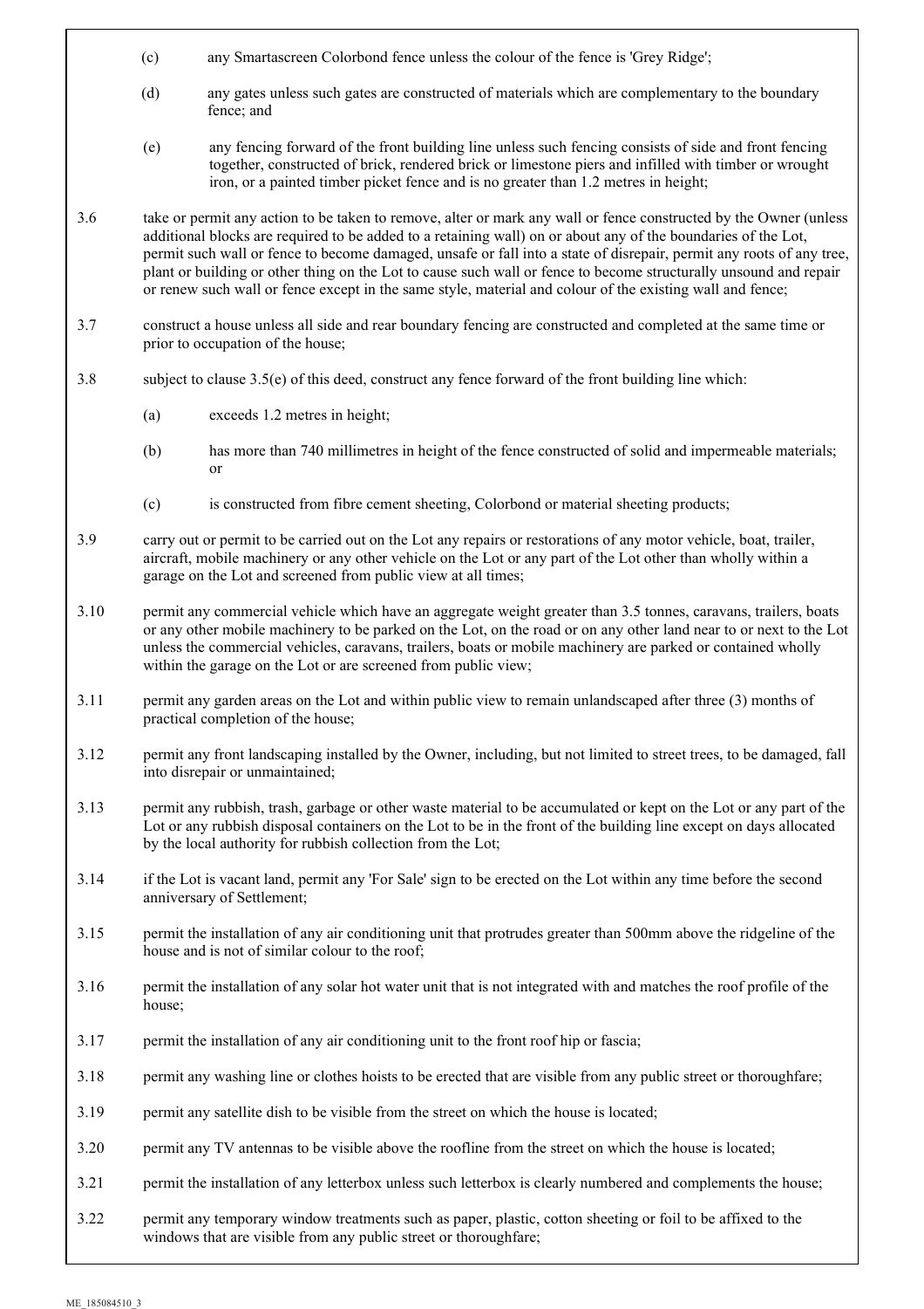(c) any Smartascreen Colorbond fence unless the colour of the fence is 'Grey Ridge';

(d) any gates unless such gates are constructed of materials which are complementary to the boundary fence; and

(e) any fencing forward of the front building line unless such fencing consists of side and front fencing together, constructed of brick, rendered brick or limestone piers and infilled with timber or wrought iron, or a painted timber picket fence and is no greater than 1.2 metres in height;

3.6 take or permit any action to be taken to remove, alter or mark any wall or fence constructed by the Owner (unless additional blocks are required to be added to a retaining wall) on or about any of the boundaries of the Lot, permit such wall or fence to become damaged, unsafe or fall into a state of disrepair, permit any roots of any tree, plant or building or other thing on the Lot to cause such wall or fence to become structurally unsound and repair or renew such wall or fence except in the same style, material and colour of the existing wall and fence;

3.7 construct a house unless all side and rear boundary fencing are constructed and completed at the same time or prior to occupation of the house;

3.8 subject to clause 3.5(e) of this deed, construct any fence forward of the front building line which:

(a) exceeds 1.2 metres in height;

(b) has more than 740 millimetres in height of the fence constructed of solid and impermeable materials; or

(c) is constructed from fibre cement sheeting, Colorbond or material sheeting products;

3.9 carry out or permit to be carried out on the Lot any repairs or restorations of any motor vehicle, boat, trailer, aircraft, mobile machinery or any other vehicle on the Lot or any part of the Lot other than wholly within a garage on the Lot and screened from public view at all times;

3.10 permit any commercial vehicle which have an aggregate weight greater than 3.5 tonnes, caravans, trailers, boats or any other mobile machinery to be parked on the Lot, on the road or on any other land near to or next to the Lot unless the commercial vehicles, caravans, trailers, boats or mobile machinery are parked or contained wholly within the garage on the Lot or are screened from public view;

3.11 permit any garden areas on the Lot and within public view to remain unlandscaped after three (3) months of practical completion of the house;

3.12 permit any front landscaping installed by the Owner, including, but not limited to street trees, to be damaged, fall into disrepair or unmaintained;

3.13 permit any rubbish, trash, garbage or other waste material to be accumulated or kept on the Lot or any part of the Lot or any rubbish disposal containers on the Lot to be in the front of the building line except on days allocated by the local authority for rubbish collection from the Lot;

3.14 if the Lot is vacant land, permit any 'For Sale' sign to be erected on the Lot within any time before the second anniversary of Settlement;

3.15 permit the installation of any air conditioning unit that protrudes greater than 500mm above the ridgeline of the house and is not of similar colour to the roof;

3.16 permit the installation of any solar hot water unit that is not integrated with and matches the roof profile of the house;

3.17 permit the installation of any air conditioning unit to the front roof hip or fascia;

3.18 permit any washing line or clothes hoists to be erected that are visible from any public street or thoroughfare;

3.19 permit any satellite dish to be visible from the street on which the house is located;

3.20 permit any TV antennas to be visible above the roofline from the street on which the house is located;

3.21 permit the installation of any letterbox unless such letterbox is clearly numbered and complements the house;

3.22 permit any temporary window treatments such as paper, plastic, cotton sheeting or foil to be affixed to the windows that are visible from any public street or thoroughfare;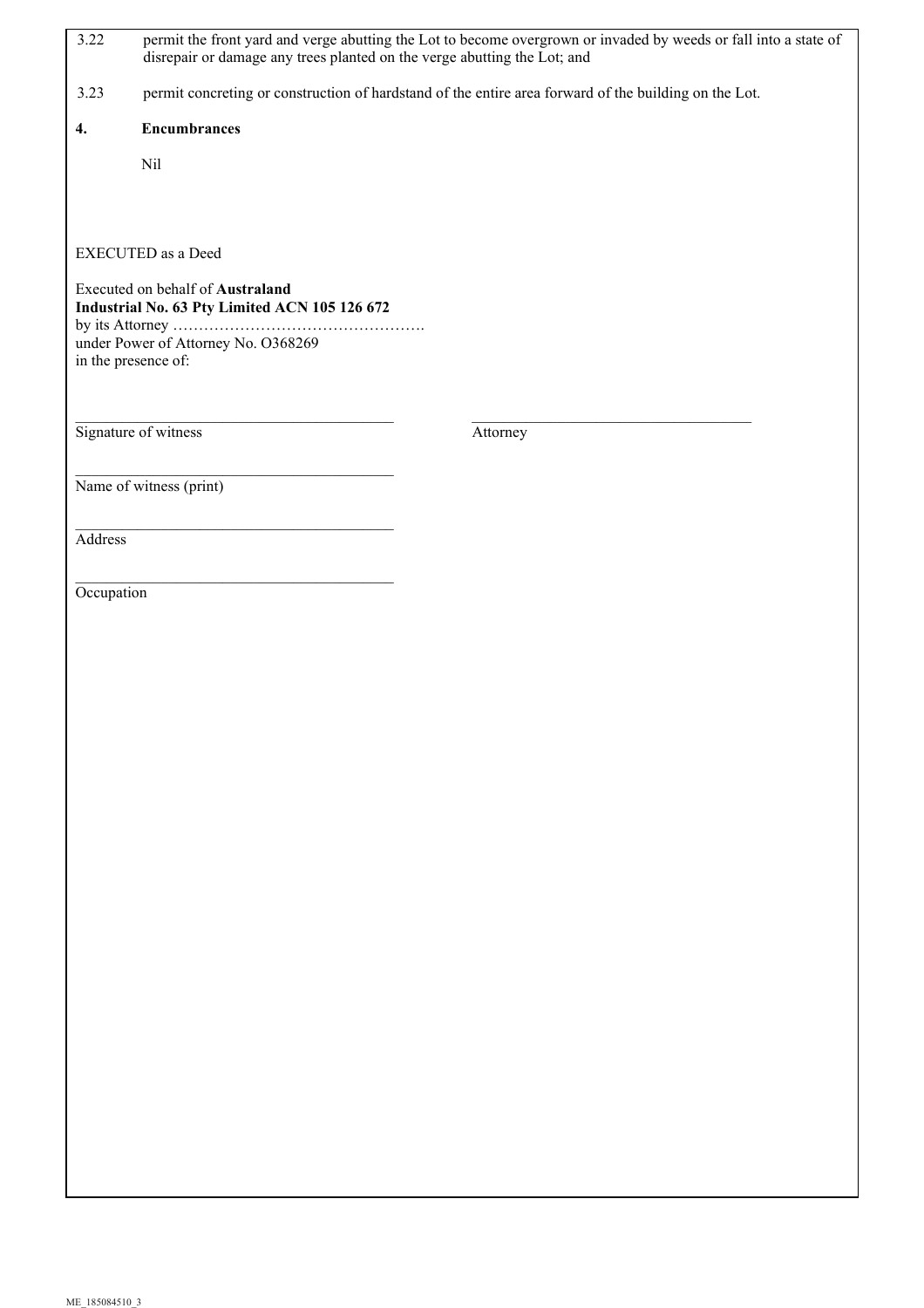3.22 permit the front yard and verge abutting the Lot to become overgrown or invaded by weeds or fall into a state of disrepair or damage any trees planted on the verge abutting the Lot; and

3.23 permit concreting or construction of hardstand of the entire area forward of the building on the Lot.

**4. Encumbrances**

Nil

EXECUTED as a Deed

Executed on behalf of **Australand Industrial No. 63 Pty Limited ACN 105 126 672**
by its Attorney ………………………………………….
under Power of Attorney No. O368269
in the presence of:

| \_\_\_\_\_\_\_\_\_\_\_\_\_\_\_\_\_\_\_\_\_\_\_\_\_\_\_\_\_\_\_\_\_\_\_\_ | \_\_\_\_\_\_\_\_\_\_\_\_\_\_\_\_\_\_\_\_\_\_\_\_\_\_\_\_\_\_\_\_\_\_\_\_ |
|---|---|
| Signature of witness | Attorney |

\_\_\_\_\_\_\_\_\_\_\_\_\_\_\_\_\_\_\_\_\_\_\_\_\_\_\_\_\_\_\_\_\_\_\_\_
Name of witness (print)

\_\_\_\_\_\_\_\_\_\_\_\_\_\_\_\_\_\_\_\_\_\_\_\_\_\_\_\_\_\_\_\_\_\_\_\_
Address

\_\_\_\_\_\_\_\_\_\_\_\_\_\_\_\_\_\_\_\_\_\_\_\_\_\_\_\_\_\_\_\_\_\_\_\_
Occupation

ME_185084510_3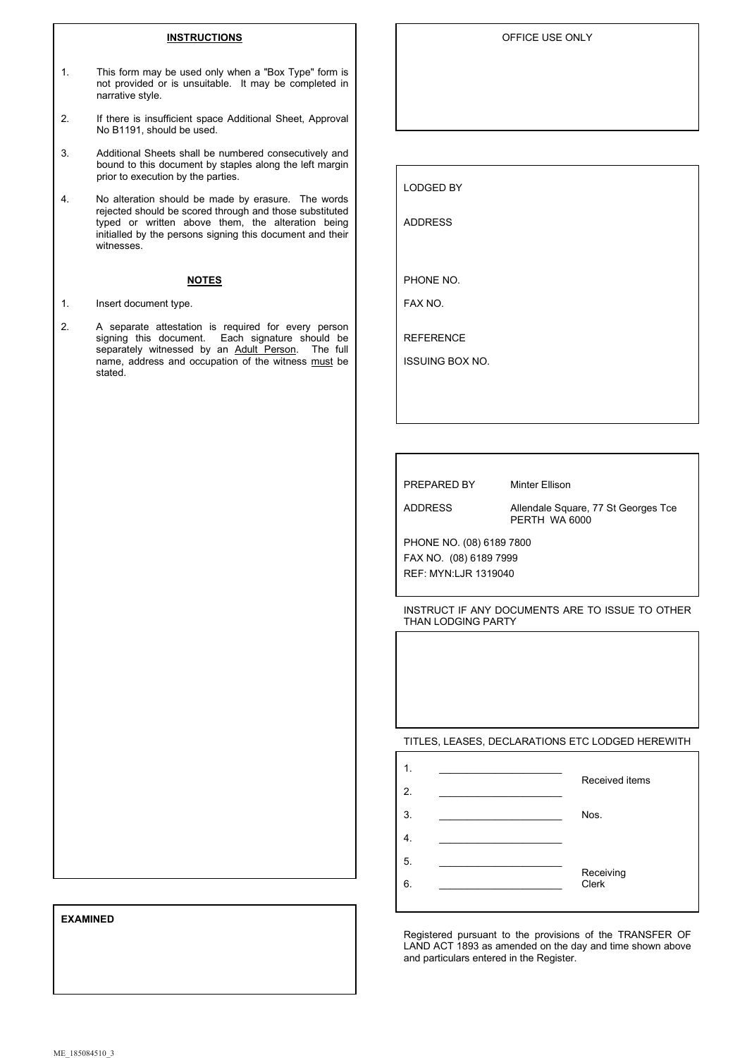**INSTRUCTIONS**

1. This form may be used only when a "Box Type" form is not provided or is unsuitable. It may be completed in narrative style.
2. If there is insufficient space Additional Sheet, Approval No B1191, should be used.
3. Additional Sheets shall be numbered consecutively and bound to this document by staples along the left margin prior to execution by the parties.
4. No alteration should be made by erasure. The words rejected should be scored through and those substituted typed or written above them, the alteration being initialled by the persons signing this document and their witnesses.

**NOTES**

1. Insert document type.
2. A separate attestation is required for every person signing this document. Each signature should be separately witnessed by an Adult Person. The full name, address and occupation of the witness must be stated.

**EXAMINED**

OFFICE USE ONLY

LODGED BY

ADDRESS

PHONE NO.

FAX NO.

REFERENCE

ISSUING BOX NO.

| | |
|---|---|
| PREPARED BY | Minter Ellison |
| ADDRESS | Allendale Square, 77 St Georges Tce PERTH WA 6000 |

PHONE NO. (08) 6189 7800

FAX NO. (08) 6189 7999

REF: MYN:LJR 1319040

INSTRUCT IF ANY DOCUMENTS ARE TO ISSUE TO OTHER THAN LODGING PARTY

TITLES, LEASES, DECLARATIONS ETC LODGED HEREWITH

1. ______________________
2. ______________________
3. ______________________
4. ______________________
5. ______________________
6. ______________________

Received items

Nos.

Receiving Clerk

Registered pursuant to the provisions of the TRANSFER OF LAND ACT 1893 as amended on the day and time shown above and particulars entered in the Register.

ME_185084510_3